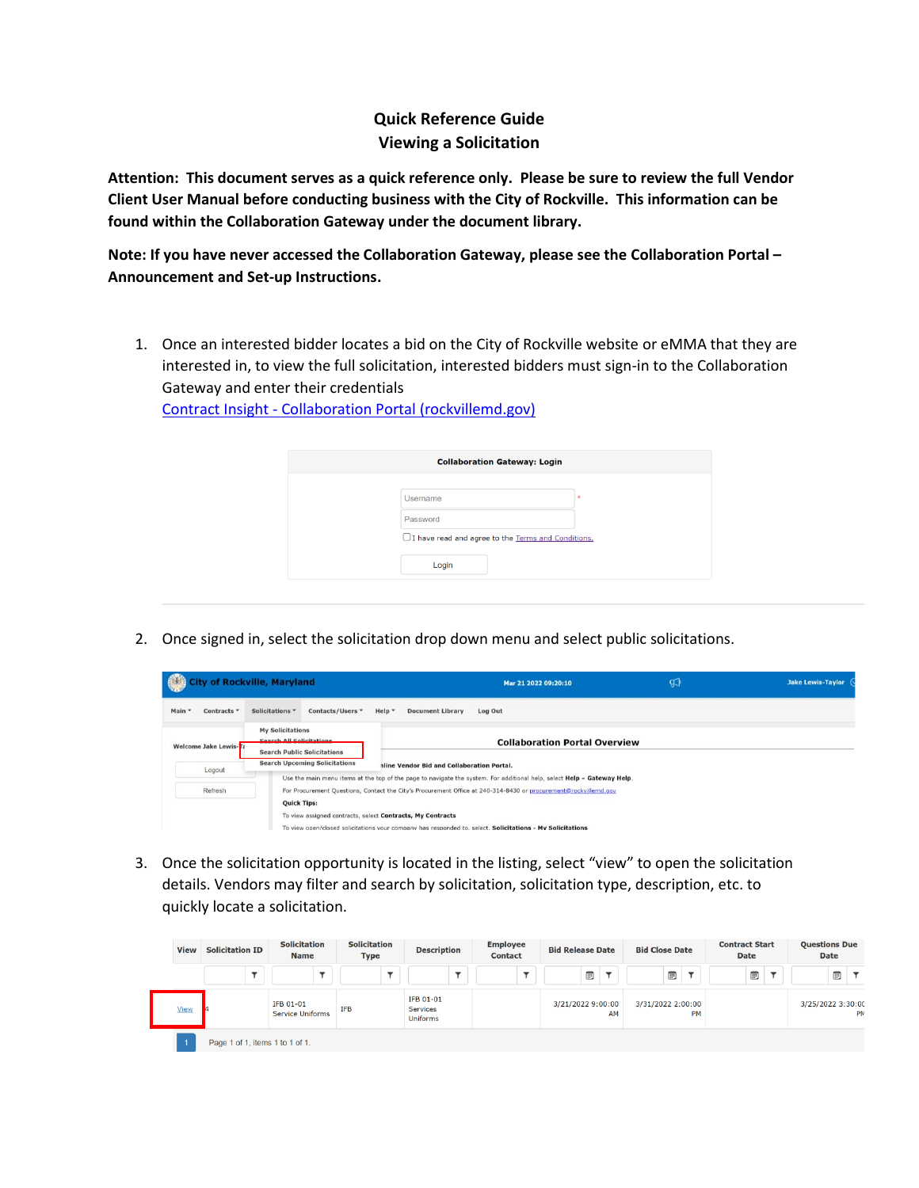# Quick Reference Guide
## Viewing a Solicitation

**Attention: This document serves as a quick reference only. Please be sure to review the full Vendor Client User Manual before conducting business with the City of Rockville. This information can be found within the Collaboration Gateway under the document library.**

**Note: If you have never accessed the Collaboration Gateway, please see the Collaboration Portal – Announcement and Set-up Instructions.**

1. Once an interested bidder locates a bid on the City of Rockville website or eMMA that they are interested in, to view the full solicitation, interested bidders must sign-in to the Collaboration Gateway and enter their credentials
   [Contract Insight - Collaboration Portal (rockvillemd.gov)](rockvillemd.gov)

2. Once signed in, select the solicitation drop down menu and select public solicitations.

3. Once the solicitation opportunity is located in the listing, select "view" to open the solicitation details. Vendors may filter and search by solicitation, solicitation type, description, etc. to quickly locate a solicitation.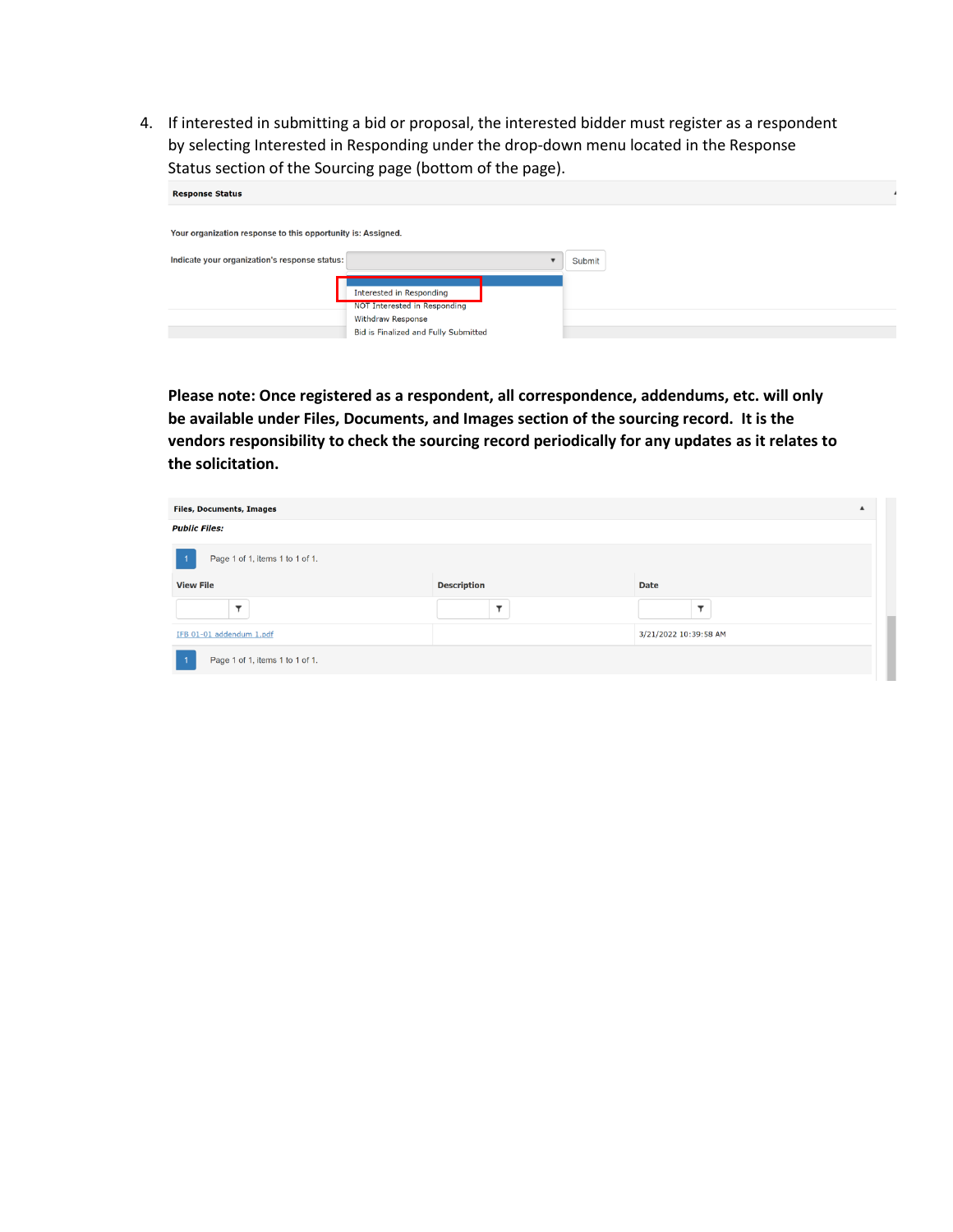4. If interested in submitting a bid or proposal, the interested bidder must register as a respondent by selecting Interested in Responding under the drop-down menu located in the Response Status section of the Sourcing page (bottom of the page).

**Response Status**

Your organization response to this opportunity is: Assigned.

Indicate your organization's response status: Submit

Interested in Responding
NOT Interested in Responding
Withdraw Response
Bid is Finalized and Fully Submitted

**Please note: Once registered as a respondent, all correspondence, addendums, etc. will only be available under Files, Documents, and Images section of the sourcing record. It is the vendors responsibility to check the sourcing record periodically for any updates as it relates to the solicitation.**

**Files, Documents, Images**

***Public Files:***

1 Page 1 of 1, items 1 to 1 of 1.

| View File | Description | Date |
| --- | --- | --- |
| IFB 01-01 addendum 1.pdf | | 3/21/2022 10:39:58 AM |

1 Page 1 of 1, items 1 to 1 of 1.